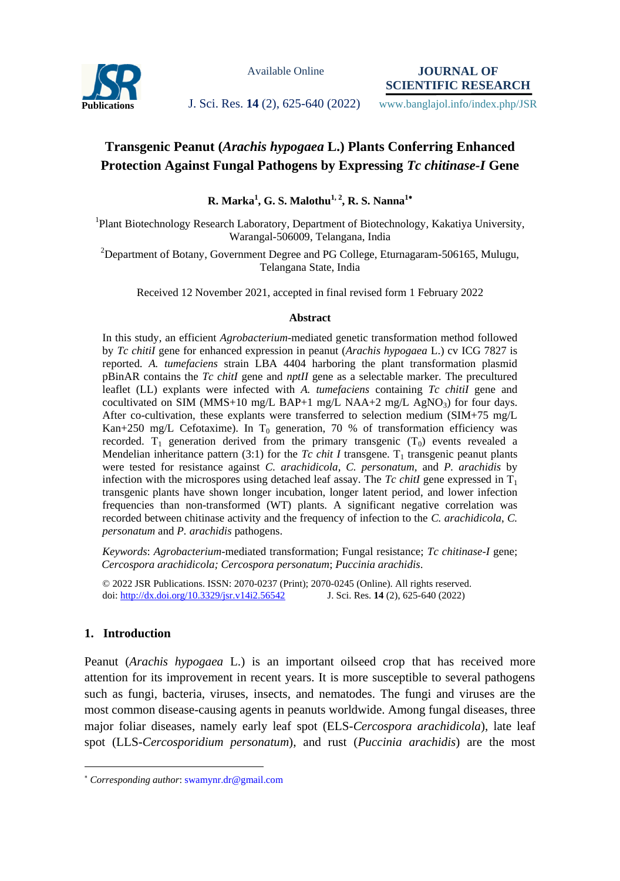# Transgenic Peanut (*Arachis hypogaea* L.) Plants Conferring Enhanced Protection Against Fungal Pathogens by Expressing *Tc chitinase-I* Gene

**R. Marka[1], G. S. Malothu[1,2], R. S. Nanna[1*]**

[1]Plant Biotechnology Research Laboratory, Department of Biotechnology, Kakatiya University, Warangal-506009, Telangana, India

[2]Department of Botany, Government Degree and PG College, Eturnagaram-506165, Mulugu, Telangana State, India

Received 12 November 2021, accepted in final revised form 1 February 2022

### Abstract

In this study, an efficient *Agrobacterium*-mediated genetic transformation method followed by *Tc chitI* gene for enhanced expression in peanut (*Arachis hypogaea* L.) cv ICG 7827 is reported. *A. tumefaciens* strain LBA 4404 harboring the plant transformation plasmid pBinAR contains the *Tc chitI* gene and *nptII* gene as a selectable marker. The precultured leaflet (LL) explants were infected with *A. tumefaciens* containing *Tc chitI* gene and cocultivated on SIM (MMS+10 mg/L BAP+1 mg/L NAA+2 mg/L $AgNO_3$) for four days. After co-cultivation, these explants were transferred to selection medium (SIM+75 mg/L Kan+250 mg/L Cefotaxime). In $T_0$ generation, 70 % of transformation efficiency was recorded. $T_1$ generation derived from the primary transgenic ($T_0$) events revealed a Mendelian inheritance pattern (3:1) for the *Tc chit I* transgene. $T_1$ transgenic peanut plants were tested for resistance against *C. arachidicola*, *C. personatum,* and *P. arachidis* by infection with the microspores using detached leaf assay. The *Tc chitI* gene expressed in $T_1$ transgenic plants have shown longer incubation, longer latent period, and lower infection frequencies than non-transformed (WT) plants. A significant negative correlation was recorded between chitinase activity and the frequency of infection to the *C. arachidicola*, *C. personatum* and *P. arachidis* pathogens.

*Keywords*: *Agrobacterium*-mediated transformation; Fungal resistance; *Tc chitinase-I* gene; *Cercospora arachidicola; Cercospora personatum*; *Puccinia arachidis*.

© 2022 JSR Publications. ISSN: 2070-0237 (Print); 2070-0245 (Online). All rights reserved.
doi: http://dx.doi.org/10.3329/jsr.v14i2.56542 J. Sci. Res. **14** (2), 625-640 (2022)

## 1. Introduction

Peanut (*Arachis hypogaea* L.) is an important oilseed crop that has received more attention for its improvement in recent years. It is more susceptible to several pathogens such as fungi, bacteria, viruses, insects, and nematodes. The fungi and viruses are the most common disease-causing agents in peanuts worldwide. Among fungal diseases, three major foliar diseases, namely early leaf spot (ELS-*Cercospora arachidicola*), late leaf spot (LLS-*Cercosporidium personatum*), and rust (*Puccinia arachidis*) are the most

* *Corresponding author*: swamynr.dr@gmail.com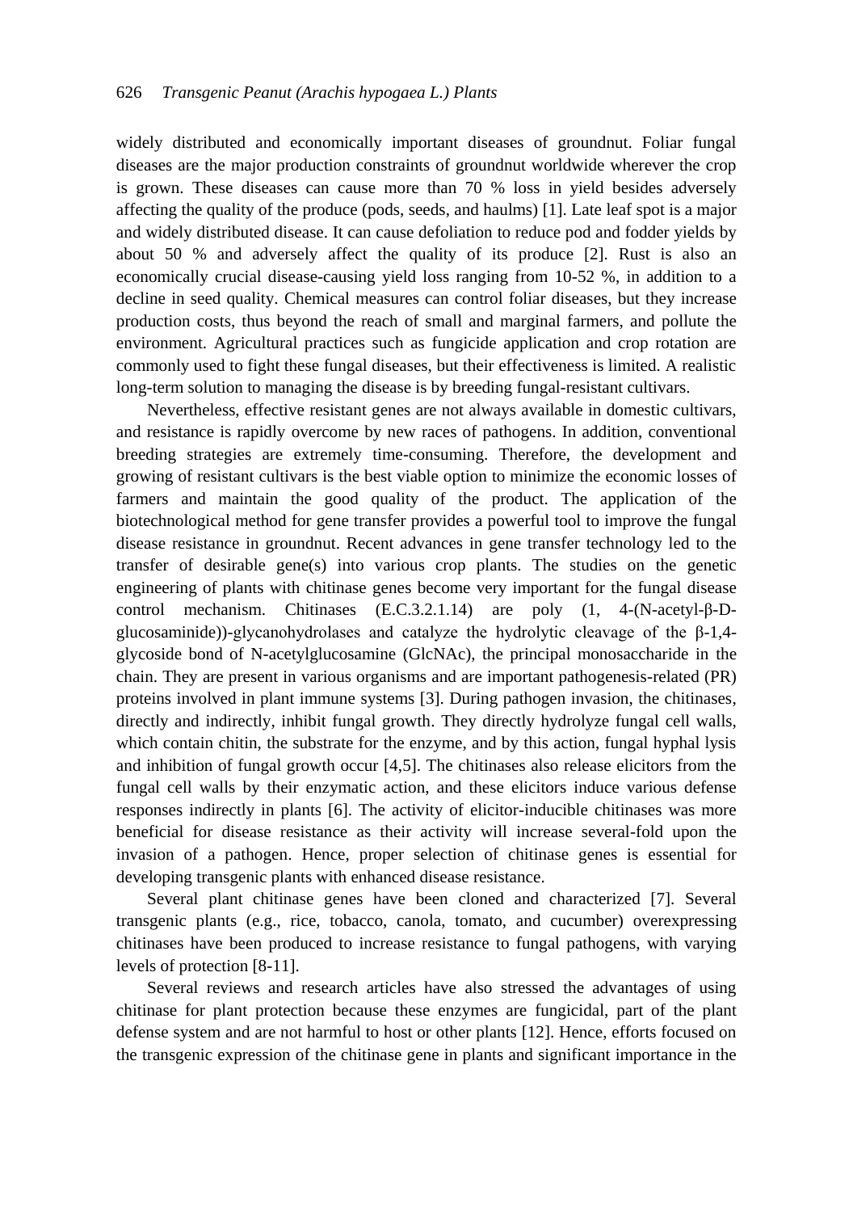widely distributed and economically important diseases of groundnut. Foliar fungal diseases are the major production constraints of groundnut worldwide wherever the crop is grown. These diseases can cause more than 70 % loss in yield besides adversely affecting the quality of the produce (pods, seeds, and haulms) [1]. Late leaf spot is a major and widely distributed disease. It can cause defoliation to reduce pod and fodder yields by about 50 % and adversely affect the quality of its produce [2]. Rust is also an economically crucial disease-causing yield loss ranging from 10-52 %, in addition to a decline in seed quality. Chemical measures can control foliar diseases, but they increase production costs, thus beyond the reach of small and marginal farmers, and pollute the environment. Agricultural practices such as fungicide application and crop rotation are commonly used to fight these fungal diseases, but their effectiveness is limited. A realistic long-term solution to managing the disease is by breeding fungal-resistant cultivars.

Nevertheless, effective resistant genes are not always available in domestic cultivars, and resistance is rapidly overcome by new races of pathogens. In addition, conventional breeding strategies are extremely time-consuming. Therefore, the development and growing of resistant cultivars is the best viable option to minimize the economic losses of farmers and maintain the good quality of the product. The application of the biotechnological method for gene transfer provides a powerful tool to improve the fungal disease resistance in groundnut. Recent advances in gene transfer technology led to the transfer of desirable gene(s) into various crop plants. The studies on the genetic engineering of plants with chitinase genes become very important for the fungal disease control mechanism. Chitinases (E.C.3.2.1.14) are poly (1, 4-(N-acetyl-β-D-glucosaminide))-glycanohydrolases and catalyze the hydrolytic cleavage of the β-1,4-glycoside bond of N-acetylglucosamine (GlcNAc), the principal monosaccharide in the chain. They are present in various organisms and are important pathogenesis-related (PR) proteins involved in plant immune systems [3]. During pathogen invasion, the chitinases, directly and indirectly, inhibit fungal growth. They directly hydrolyze fungal cell walls, which contain chitin, the substrate for the enzyme, and by this action, fungal hyphal lysis and inhibition of fungal growth occur [4,5]. The chitinases also release elicitors from the fungal cell walls by their enzymatic action, and these elicitors induce various defense responses indirectly in plants [6]. The activity of elicitor-inducible chitinases was more beneficial for disease resistance as their activity will increase several-fold upon the invasion of a pathogen. Hence, proper selection of chitinase genes is essential for developing transgenic plants with enhanced disease resistance.

Several plant chitinase genes have been cloned and characterized [7]. Several transgenic plants (e.g., rice, tobacco, canola, tomato, and cucumber) overexpressing chitinases have been produced to increase resistance to fungal pathogens, with varying levels of protection [8-11].

Several reviews and research articles have also stressed the advantages of using chitinase for plant protection because these enzymes are fungicidal, part of the plant defense system and are not harmful to host or other plants [12]. Hence, efforts focused on the transgenic expression of the chitinase gene in plants and significant importance in the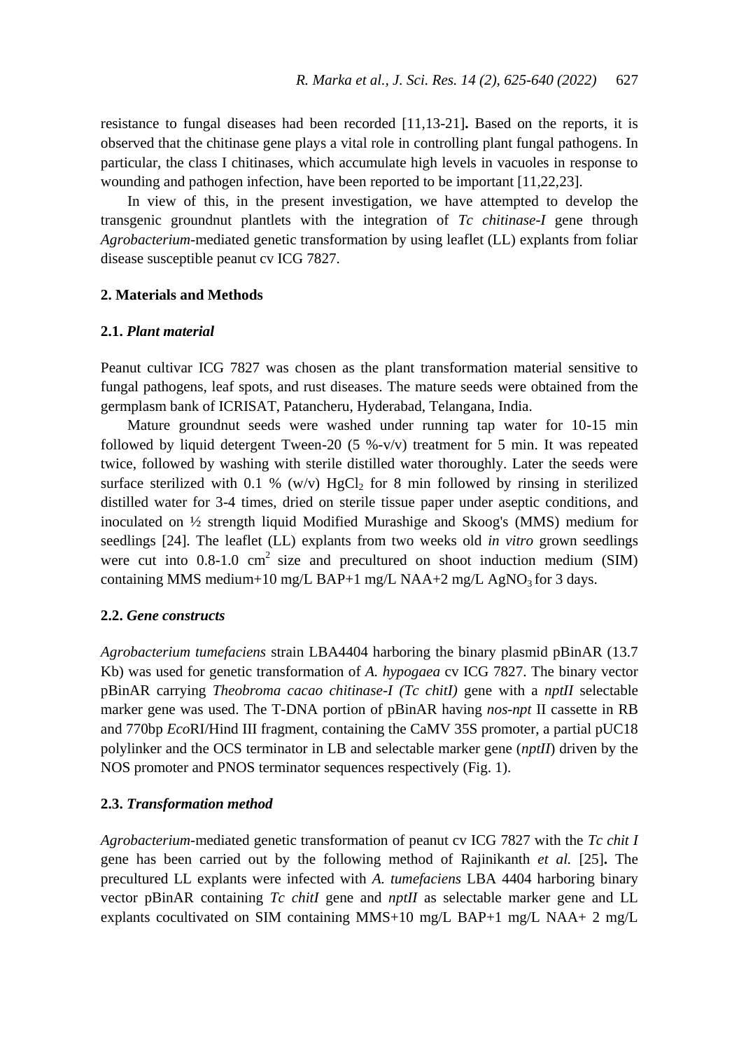resistance to fungal diseases had been recorded [11,13-21]**.** Based on the reports, it is observed that the chitinase gene plays a vital role in controlling plant fungal pathogens. In particular, the class I chitinases, which accumulate high levels in vacuoles in response to wounding and pathogen infection, have been reported to be important [11,22,23].

In view of this, in the present investigation, we have attempted to develop the transgenic groundnut plantlets with the integration of *Tc chitinase-I* gene through *Agrobacterium*-mediated genetic transformation by using leaflet (LL) explants from foliar disease susceptible peanut cv ICG 7827.

## 2. Materials and Methods

### 2.1. *Plant material*

Peanut cultivar ICG 7827 was chosen as the plant transformation material sensitive to fungal pathogens, leaf spots, and rust diseases. The mature seeds were obtained from the germplasm bank of ICRISAT, Patancheru, Hyderabad, Telangana, India.

Mature groundnut seeds were washed under running tap water for 10-15 min followed by liquid detergent Tween-20 (5 %-v/v) treatment for 5 min. It was repeated twice, followed by washing with sterile distilled water thoroughly. Later the seeds were surface sterilized with 0.1 % (w/v) $HgCl_2$ for 8 min followed by rinsing in sterilized distilled water for 3-4 times, dried on sterile tissue paper under aseptic conditions, and inoculated on ½ strength liquid Modified Murashige and Skoog's (MMS) medium for seedlings [24]. The leaflet (LL) explants from two weeks old *in vitro* grown seedlings were cut into 0.8-1.0 $cm^2$ size and precultured on shoot induction medium (SIM) containing MMS medium+10 mg/L BAP+1 mg/L NAA+2 mg/L $AgNO_3$ for 3 days.

### 2.2. *Gene constructs*

*Agrobacterium tumefaciens* strain LBA4404 harboring the binary plasmid pBinAR (13.7 Kb) was used for genetic transformation of *A. hypogaea* cv ICG 7827. The binary vector pBinAR carrying *Theobroma cacao chitinase-I (Tc chitI)* gene with a *nptII* selectable marker gene was used. The T-DNA portion of pBinAR having *nos-npt* II cassette in RB and 770bp *Eco*RI/Hind III fragment, containing the CaMV 35S promoter, a partial pUC18 polylinker and the OCS terminator in LB and selectable marker gene (*nptII*) driven by the NOS promoter and PNOS terminator sequences respectively (Fig. 1).

### 2.3. *Transformation method*

*Agrobacterium*-mediated genetic transformation of peanut cv ICG 7827 with the *Tc chit I* gene has been carried out by the following method of Rajinikanth *et al.* [25]**.** The precultured LL explants were infected with *A. tumefaciens* LBA 4404 harboring binary vector pBinAR containing *Tc chitI* gene and *nptII* as selectable marker gene and LL explants cocultivated on SIM containing MMS+10 mg/L BAP+1 mg/L NAA+ 2 mg/L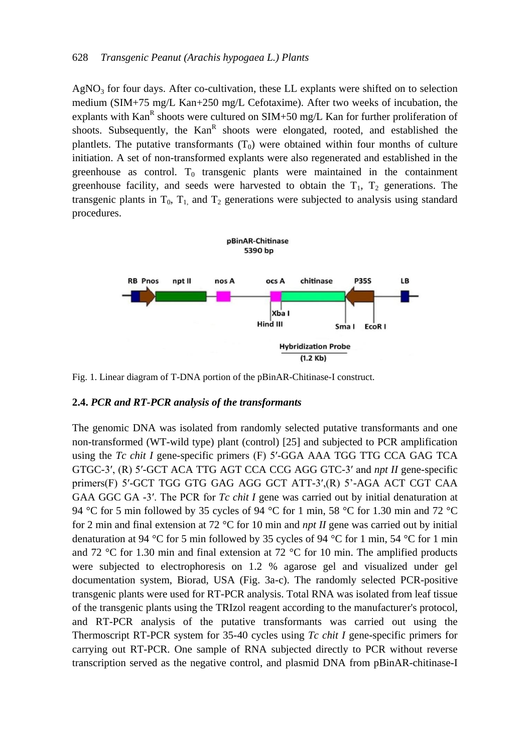$AgNO_3$ for four days. After co-cultivation, these LL explants were shifted on to selection medium (SIM+75 mg/L Kan+250 mg/L Cefotaxime). After two weeks of incubation, the explants with $Kan^R$ shoots were cultured on SIM+50 mg/L Kan for further proliferation of shoots. Subsequently, the $Kan^R$ shoots were elongated, rooted, and established the plantlets. The putative transformants ($T_0$) were obtained within four months of culture initiation. A set of non-transformed explants were also regenerated and established in the greenhouse as control. $T_0$ transgenic plants were maintained in the containment greenhouse facility, and seeds were harvested to obtain the $T_1$, $T_2$ generations. The transgenic plants in $T_0$, $T_1$, and $T_2$ generations were subjected to analysis using standard procedures.

Fig. 1. Linear diagram of T-DNA portion of the pBinAR-Chitinase-I construct.

### 2.4. *PCR and RT-PCR analysis of the transformants*

The genomic DNA was isolated from randomly selected putative transformants and one non-transformed (WT-wild type) plant (control) [25] and subjected to PCR amplification using the *Tc chit I* gene-specific primers (F) 5′-GGA AAA TGG TTG CCA GAG TCA GTGC-3′, (R) 5′-GCT ACA TTG AGT CCA CCG AGG GTC-3′ and *npt II* gene-specific primers(F) 5′-GCT TGG GTG GAG AGG GCT ATT-3′,(R) 5’-AGA ACT CGT CAA GAA GGC GA -3′. The PCR for *Tc chit I* gene was carried out by initial denaturation at 94 °C for 5 min followed by 35 cycles of 94 °C for 1 min, 58 °C for 1.30 min and 72 °C for 2 min and final extension at 72 °C for 10 min and *npt II* gene was carried out by initial denaturation at 94 °C for 5 min followed by 35 cycles of 94 °C for 1 min, 54 °C for 1 min and 72 °C for 1.30 min and final extension at 72 °C for 10 min. The amplified products were subjected to electrophoresis on 1.2 % agarose gel and visualized under gel documentation system, Biorad, USA (Fig. 3a-c). The randomly selected PCR-positive transgenic plants were used for RT-PCR analysis. Total RNA was isolated from leaf tissue of the transgenic plants using the TRIzol reagent according to the manufacturer's protocol, and RT-PCR analysis of the putative transformants was carried out using the Thermoscript RT-PCR system for 35-40 cycles using *Tc chit I* gene-specific primers for carrying out RT-PCR. One sample of RNA subjected directly to PCR without reverse transcription served as the negative control, and plasmid DNA from pBinAR-chitinase-I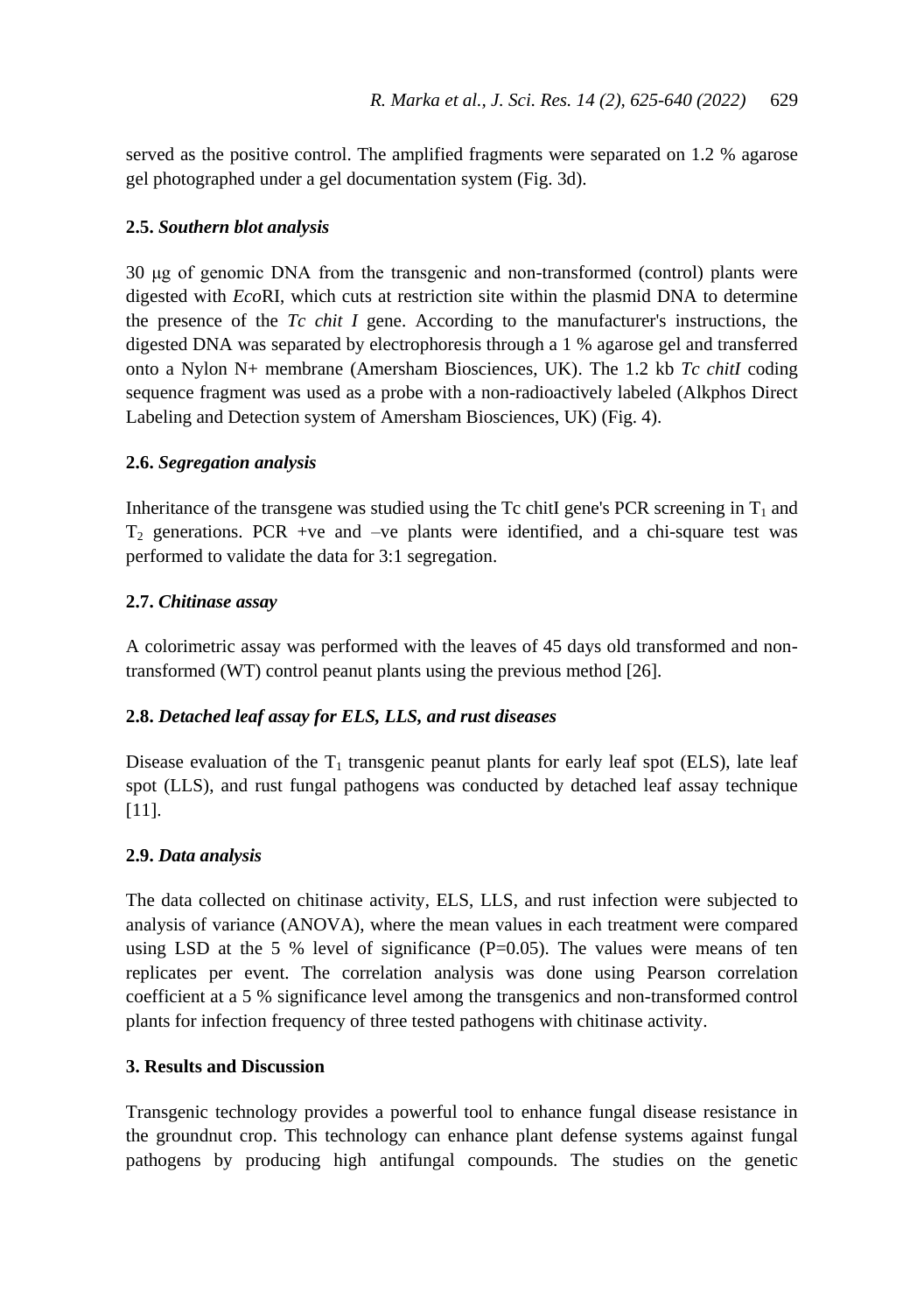served as the positive control. The amplified fragments were separated on 1.2 % agarose gel photographed under a gel documentation system (Fig. 3d).

### 2.5. *Southern blot analysis*

30 μg of genomic DNA from the transgenic and non-transformed (control) plants were digested with *Eco*RI, which cuts at restriction site within the plasmid DNA to determine the presence of the *Tc chit I* gene. According to the manufacturer's instructions, the digested DNA was separated by electrophoresis through a 1 % agarose gel and transferred onto a Nylon N+ membrane (Amersham Biosciences, UK). The 1.2 kb *Tc chitI* coding sequence fragment was used as a probe with a non-radioactively labeled (Alkphos Direct Labeling and Detection system of Amersham Biosciences, UK) (Fig. 4).

### 2.6. *Segregation analysis*

Inheritance of the transgene was studied using the Tc chitI gene's PCR screening in $T_1$ and $T_2$ generations. PCR +ve and –ve plants were identified, and a chi-square test was performed to validate the data for 3:1 segregation.

### 2.7. *Chitinase assay*

A colorimetric assay was performed with the leaves of 45 days old transformed and non-transformed (WT) control peanut plants using the previous method [26].

### 2.8. *Detached leaf assay for ELS, LLS, and rust diseases*

Disease evaluation of the $T_1$ transgenic peanut plants for early leaf spot (ELS), late leaf spot (LLS), and rust fungal pathogens was conducted by detached leaf assay technique [11].

### 2.9. *Data analysis*

The data collected on chitinase activity, ELS, LLS, and rust infection were subjected to analysis of variance (ANOVA), where the mean values in each treatment were compared using LSD at the 5 % level of significance ($P=0.05$). The values were means of ten replicates per event. The correlation analysis was done using Pearson correlation coefficient at a 5 % significance level among the transgenics and non-transformed control plants for infection frequency of three tested pathogens with chitinase activity.

## 3. Results and Discussion

Transgenic technology provides a powerful tool to enhance fungal disease resistance in the groundnut crop. This technology can enhance plant defense systems against fungal pathogens by producing high antifungal compounds. The studies on the genetic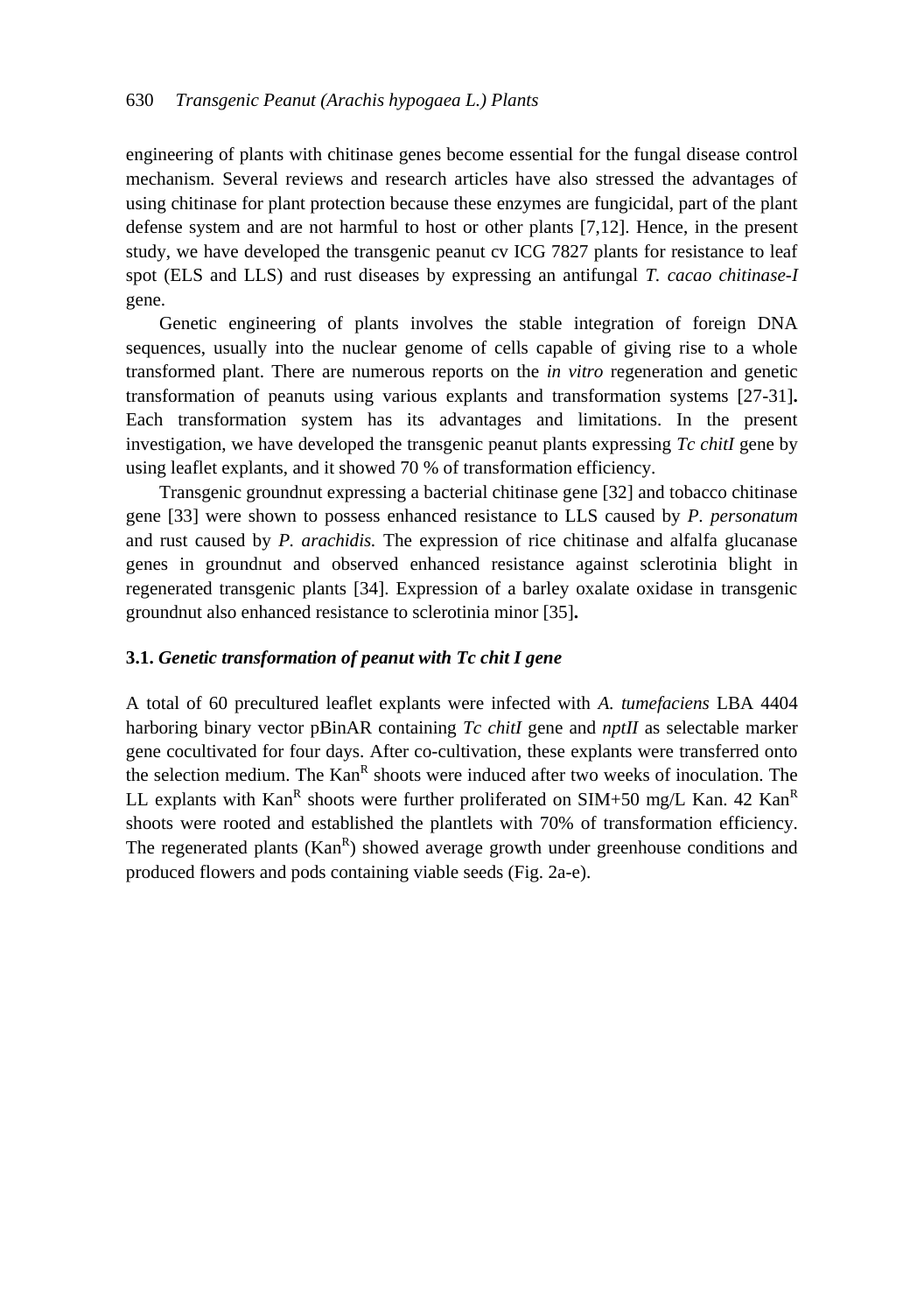engineering of plants with chitinase genes become essential for the fungal disease control mechanism. Several reviews and research articles have also stressed the advantages of using chitinase for plant protection because these enzymes are fungicidal, part of the plant defense system and are not harmful to host or other plants [7,12]. Hence, in the present study, we have developed the transgenic peanut cv ICG 7827 plants for resistance to leaf spot (ELS and LLS) and rust diseases by expressing an antifungal *T. cacao chitinase-I* gene.

Genetic engineering of plants involves the stable integration of foreign DNA sequences, usually into the nuclear genome of cells capable of giving rise to a whole transformed plant. There are numerous reports on the *in vitro* regeneration and genetic transformation of peanuts using various explants and transformation systems [27-31]**.** Each transformation system has its advantages and limitations. In the present investigation, we have developed the transgenic peanut plants expressing *Tc chitI* gene by using leaflet explants, and it showed 70 % of transformation efficiency.

Transgenic groundnut expressing a bacterial chitinase gene [32] and tobacco chitinase gene [33] were shown to possess enhanced resistance to LLS caused by *P. personatum* and rust caused by *P. arachidis.* The expression of rice chitinase and alfalfa glucanase genes in groundnut and observed enhanced resistance against sclerotinia blight in regenerated transgenic plants [34]. Expression of a barley oxalate oxidase in transgenic groundnut also enhanced resistance to sclerotinia minor [35]**.**

### 3.1. *Genetic transformation of peanut with Tc chit I gene*

A total of 60 precultured leaflet explants were infected with *A. tumefaciens* LBA 4404 harboring binary vector pBinAR containing *Tc chitI* gene and *nptII* as selectable marker gene cocultivated for four days. After co-cultivation, these explants were transferred onto the selection medium. The $Kan^R$ shoots were induced after two weeks of inoculation. The LL explants with $Kan^R$ shoots were further proliferated on SIM+50 mg/L Kan. 42 $Kan^R$ shoots were rooted and established the plantlets with 70% of transformation efficiency. The regenerated plants ($Kan^R$) showed average growth under greenhouse conditions and produced flowers and pods containing viable seeds (Fig. 2a-e).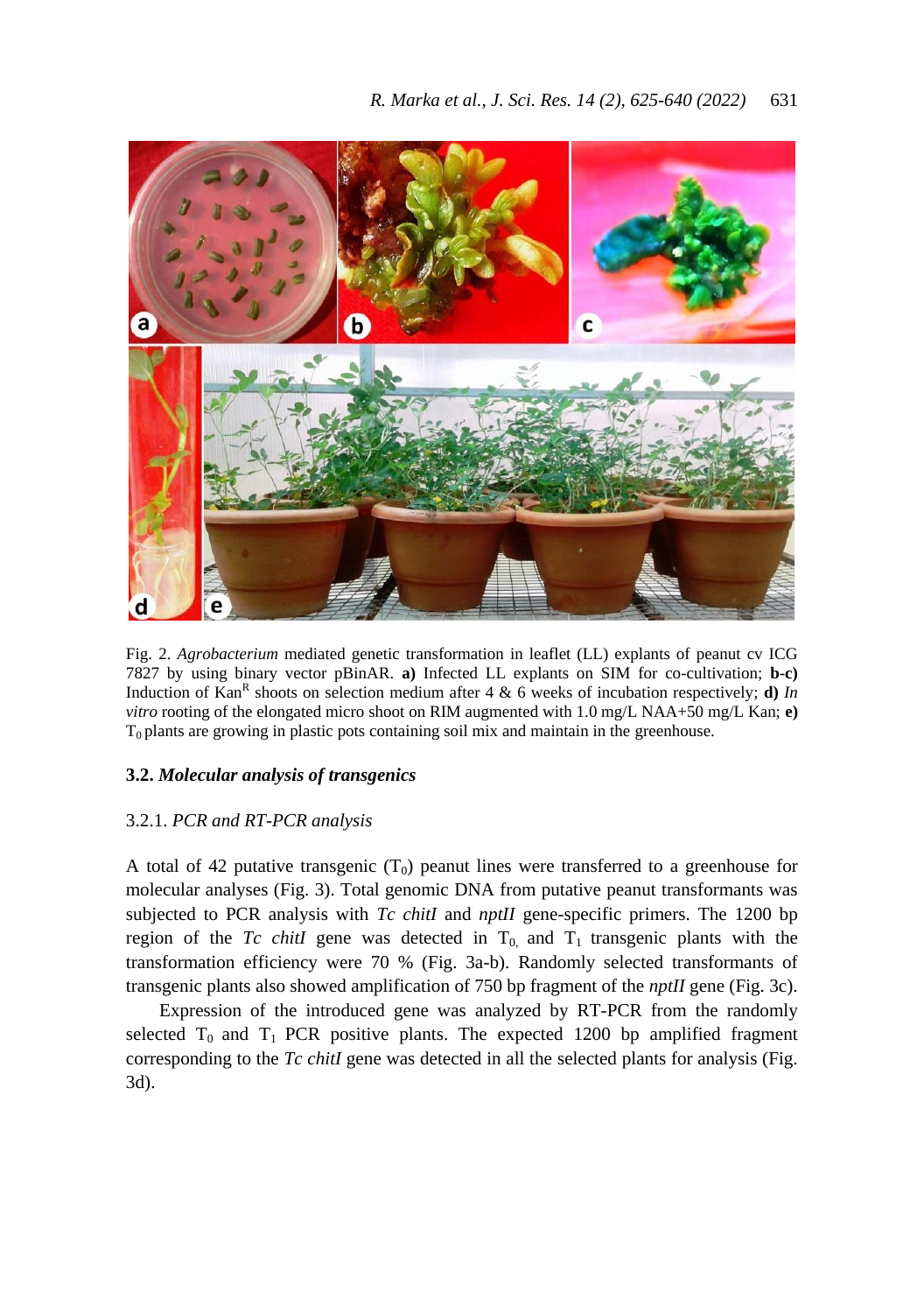Fig. 2. *Agrobacterium* mediated genetic transformation in leaflet (LL) explants of peanut cv ICG 7827 by using binary vector pBinAR. **a)** Infected LL explants on SIM for co-cultivation; **b-c)** Induction of $Kan^R$ shoots on selection medium after 4 & 6 weeks of incubation respectively; **d)** *In vitro* rooting of the elongated micro shoot on RIM augmented with 1.0 mg/L NAA+50 mg/L Kan; **e)** $T_0$ plants are growing in plastic pots containing soil mix and maintain in the greenhouse.

### 3.2. ***Molecular analysis of transgenics***

#### 3.2.1. *PCR and RT-PCR analysis*

A total of 42 putative transgenic ($T_0$) peanut lines were transferred to a greenhouse for molecular analyses (Fig. 3). Total genomic DNA from putative peanut transformants was subjected to PCR analysis with *Tc chitI* and *nptII* gene-specific primers. The 1200 bp region of the *Tc chitI* gene was detected in $T_{0,}$ and $T_1$ transgenic plants with the transformation efficiency were 70 % (Fig. 3a-b). Randomly selected transformants of transgenic plants also showed amplification of 750 bp fragment of the *nptII* gene (Fig. 3c).

Expression of the introduced gene was analyzed by RT-PCR from the randomly selected $T_0$ and $T_1$ PCR positive plants. The expected 1200 bp amplified fragment corresponding to the *Tc chitI* gene was detected in all the selected plants for analysis (Fig. 3d).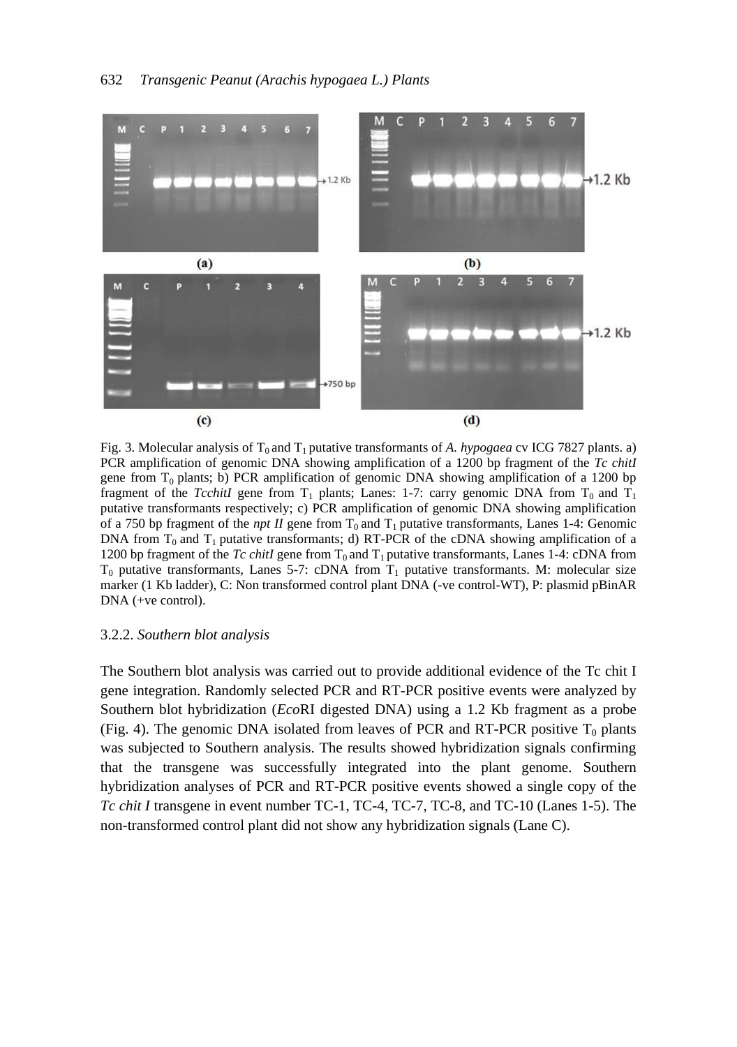Fig. 3. Molecular analysis of $T_0$ and $T_1$ putative transformants of *A. hypogaea* cv ICG 7827 plants. a) PCR amplification of genomic DNA showing amplification of a 1200 bp fragment of the *Tc chitI* gene from $T_0$ plants; b) PCR amplification of genomic DNA showing amplification of a 1200 bp fragment of the *TcchitI* gene from $T_1$ plants; Lanes: 1-7: carry genomic DNA from $T_0$ and $T_1$ putative transformants respectively; c) PCR amplification of genomic DNA showing amplification of a 750 bp fragment of the *npt II* gene from $T_0$ and $T_1$ putative transformants, Lanes 1-4: Genomic DNA from $T_0$ and $T_1$ putative transformants; d) RT-PCR of the cDNA showing amplification of a 1200 bp fragment of the *Tc chitI* gene from $T_0$ and $T_1$ putative transformants, Lanes 1-4: cDNA from $T_0$ putative transformants, Lanes 5-7: cDNA from $T_1$ putative transformants. M: molecular size marker (1 Kb ladder), C: Non transformed control plant DNA (-ve control-WT), P: plasmid pBinAR DNA (+ve control).

### 3.2.2. *Southern blot analysis*

The Southern blot analysis was carried out to provide additional evidence of the Tc chit I gene integration. Randomly selected PCR and RT-PCR positive events were analyzed by Southern blot hybridization (*Eco*RI digested DNA) using a 1.2 Kb fragment as a probe (Fig. 4). The genomic DNA isolated from leaves of PCR and RT-PCR positive $T_0$ plants was subjected to Southern analysis. The results showed hybridization signals confirming that the transgene was successfully integrated into the plant genome. Southern hybridization analyses of PCR and RT-PCR positive events showed a single copy of the *Tc chit I* transgene in event number TC-1, TC-4, TC-7, TC-8, and TC-10 (Lanes 1-5). The non-transformed control plant did not show any hybridization signals (Lane C).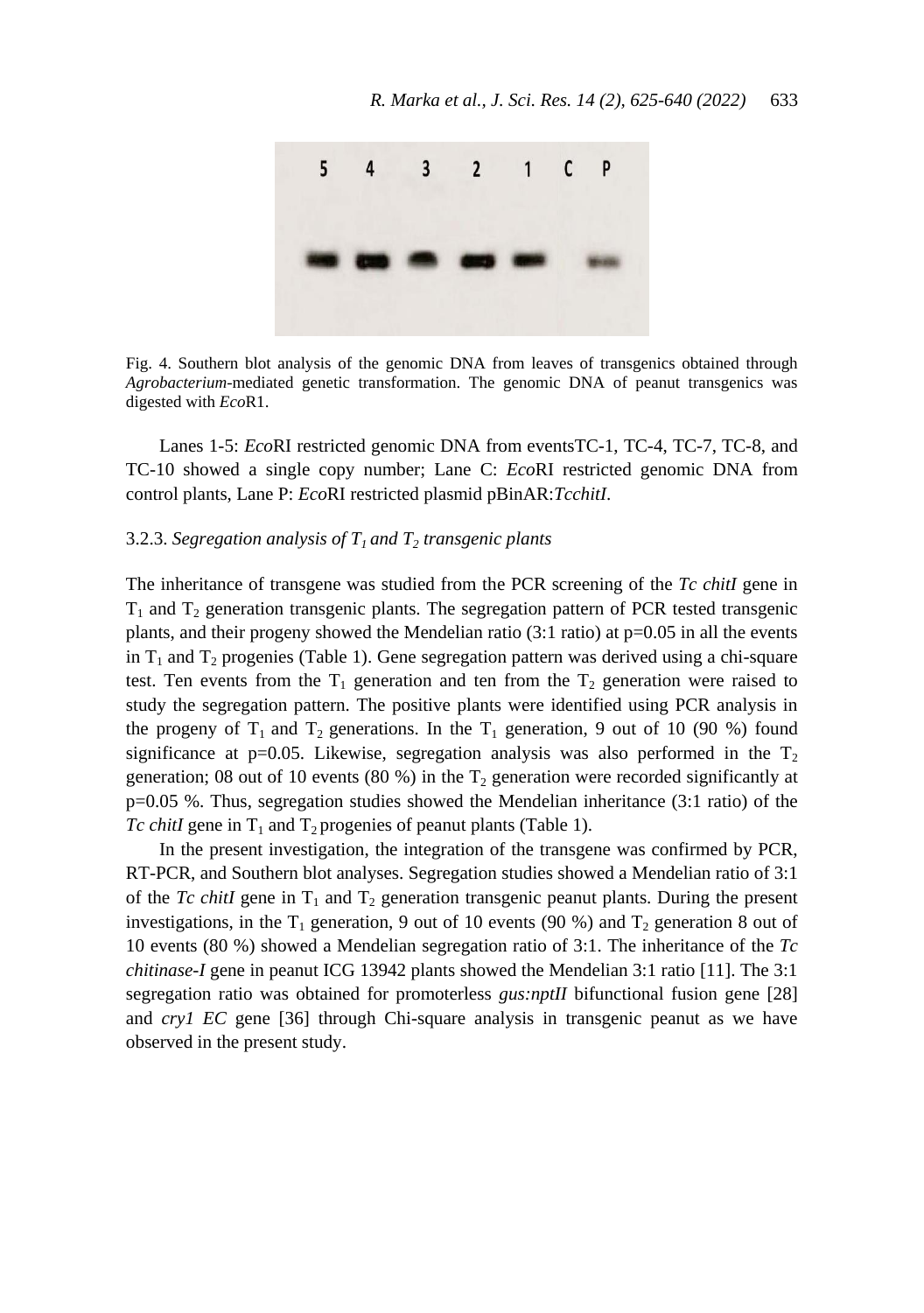Fig. 4. Southern blot analysis of the genomic DNA from leaves of transgenics obtained through *Agrobacterium*-mediated genetic transformation. The genomic DNA of peanut transgenics was digested with *Eco*R1.

Lanes 1-5: *Eco*RI restricted genomic DNA from eventsTC-1, TC-4, TC-7, TC-8, and TC-10 showed a single copy number; Lane C: *Eco*RI restricted genomic DNA from control plants, Lane P: *Eco*RI restricted plasmid pBinAR:*TcchitI*.

### 3.2.3. *Segregation analysis of $T_1$ and $T_2$ transgenic plants*

The inheritance of transgene was studied from the PCR screening of the *Tc chitI* gene in $T_1$ and $T_2$ generation transgenic plants. The segregation pattern of PCR tested transgenic plants, and their progeny showed the Mendelian ratio (3:1 ratio) at p=0.05 in all the events in $T_1$ and $T_2$ progenies (Table 1). Gene segregation pattern was derived using a chi-square test. Ten events from the $T_1$ generation and ten from the $T_2$ generation were raised to study the segregation pattern. The positive plants were identified using PCR analysis in the progeny of $T_1$ and $T_2$ generations. In the $T_1$ generation, 9 out of 10 (90 %) found significance at p=0.05. Likewise, segregation analysis was also performed in the $T_2$ generation; 08 out of 10 events (80 %) in the $T_2$ generation were recorded significantly at p=0.05 %. Thus, segregation studies showed the Mendelian inheritance (3:1 ratio) of the *Tc chitI* gene in $T_1$ and $T_2$ progenies of peanut plants (Table 1).

In the present investigation, the integration of the transgene was confirmed by PCR, RT-PCR, and Southern blot analyses. Segregation studies showed a Mendelian ratio of 3:1 of the *Tc chitI* gene in $T_1$ and $T_2$ generation transgenic peanut plants. During the present investigations, in the $T_1$ generation, 9 out of 10 events (90 %) and $T_2$ generation 8 out of 10 events (80 %) showed a Mendelian segregation ratio of 3:1. The inheritance of the *Tc chitinase-I* gene in peanut ICG 13942 plants showed the Mendelian 3:1 ratio [11]. The 3:1 segregation ratio was obtained for promoterless *gus:nptII* bifunctional fusion gene [28] and *cry1 EC* gene [36] through Chi-square analysis in transgenic peanut as we have observed in the present study.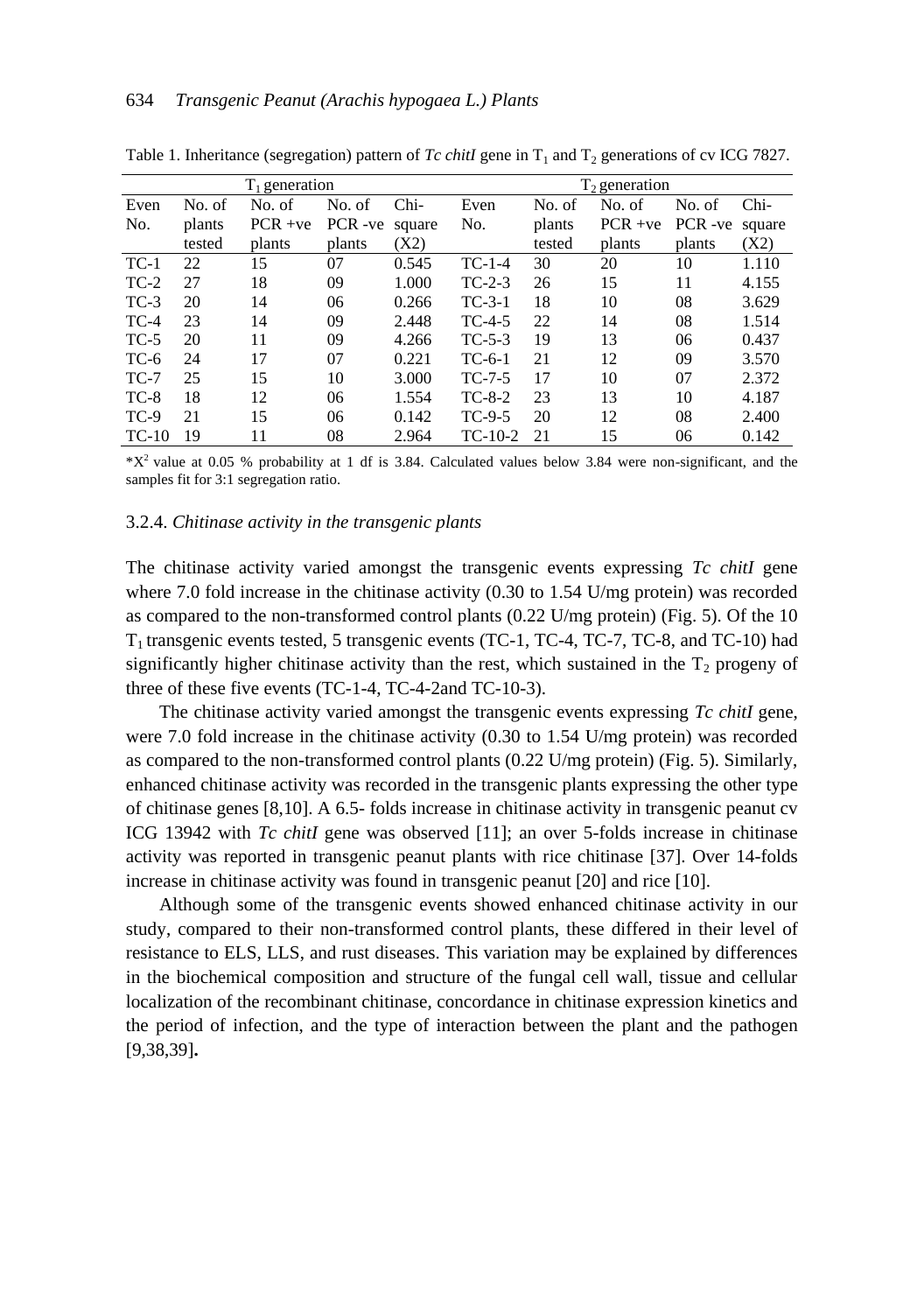Table 1. Inheritance (segregation) pattern of *Tc chitI* gene in $T_1$ and $T_2$ generations of cv ICG 7827.

| $T_1$ generation | | | | | $T_2$ generation | | | | |
|---|---|---|---|---|---|---|---|---|---|
| Even No. | No. of plants tested | No. of PCR +ve plants | No. of PCR -ve plants | Chi-square (X2) | Even No. | No. of plants tested | No. of PCR +ve plants | No. of PCR -ve plants | Chi-square (X2) |
| TC-1 | 22 | 15 | 07 | 0.545 | TC-1-4 | 30 | 20 | 10 | 1.110 |
| TC-2 | 27 | 18 | 09 | 1.000 | TC-2-3 | 26 | 15 | 11 | 4.155 |
| TC-3 | 20 | 14 | 06 | 0.266 | TC-3-1 | 18 | 10 | 08 | 3.629 |
| TC-4 | 23 | 14 | 09 | 2.448 | TC-4-5 | 22 | 14 | 08 | 1.514 |
| TC-5 | 20 | 11 | 09 | 4.266 | TC-5-3 | 19 | 13 | 06 | 0.437 |
| TC-6 | 24 | 17 | 07 | 0.221 | TC-6-1 | 21 | 12 | 09 | 3.570 |
| TC-7 | 25 | 15 | 10 | 3.000 | TC-7-5 | 17 | 10 | 07 | 2.372 |
| TC-8 | 18 | 12 | 06 | 1.554 | TC-8-2 | 23 | 13 | 10 | 4.187 |
| TC-9 | 21 | 15 | 06 | 0.142 | TC-9-5 | 20 | 12 | 08 | 2.400 |
| TC-10 | 19 | 11 | 08 | 2.964 | TC-10-2 | 21 | 15 | 06 | 0.142 |

*$X^2$ value at 0.05 % probability at 1 df is 3.84. Calculated values below 3.84 were non-significant, and the samples fit for 3:1 segregation ratio.

### 3.2.4. *Chitinase activity in the transgenic plants*

The chitinase activity varied amongst the transgenic events expressing *Tc chitI* gene where 7.0 fold increase in the chitinase activity (0.30 to 1.54 U/mg protein) was recorded as compared to the non-transformed control plants (0.22 U/mg protein) (Fig. 5). Of the 10 $T_1$ transgenic events tested, 5 transgenic events (TC-1, TC-4, TC-7, TC-8, and TC-10) had significantly higher chitinase activity than the rest, which sustained in the $T_2$ progeny of three of these five events (TC-1-4, TC-4-2and TC-10-3).

The chitinase activity varied amongst the transgenic events expressing *Tc chitI* gene, were 7.0 fold increase in the chitinase activity (0.30 to 1.54 U/mg protein) was recorded as compared to the non-transformed control plants (0.22 U/mg protein) (Fig. 5). Similarly, enhanced chitinase activity was recorded in the transgenic plants expressing the other type of chitinase genes [8,10]. A 6.5- folds increase in chitinase activity in transgenic peanut cv ICG 13942 with *Tc chitI* gene was observed [11]; an over 5-folds increase in chitinase activity was reported in transgenic peanut plants with rice chitinase [37]. Over 14-folds increase in chitinase activity was found in transgenic peanut [20] and rice [10].

Although some of the transgenic events showed enhanced chitinase activity in our study, compared to their non-transformed control plants, these differed in their level of resistance to ELS, LLS, and rust diseases. This variation may be explained by differences in the biochemical composition and structure of the fungal cell wall, tissue and cellular localization of the recombinant chitinase, concordance in chitinase expression kinetics and the period of infection, and the type of interaction between the plant and the pathogen [9,38,39]**.**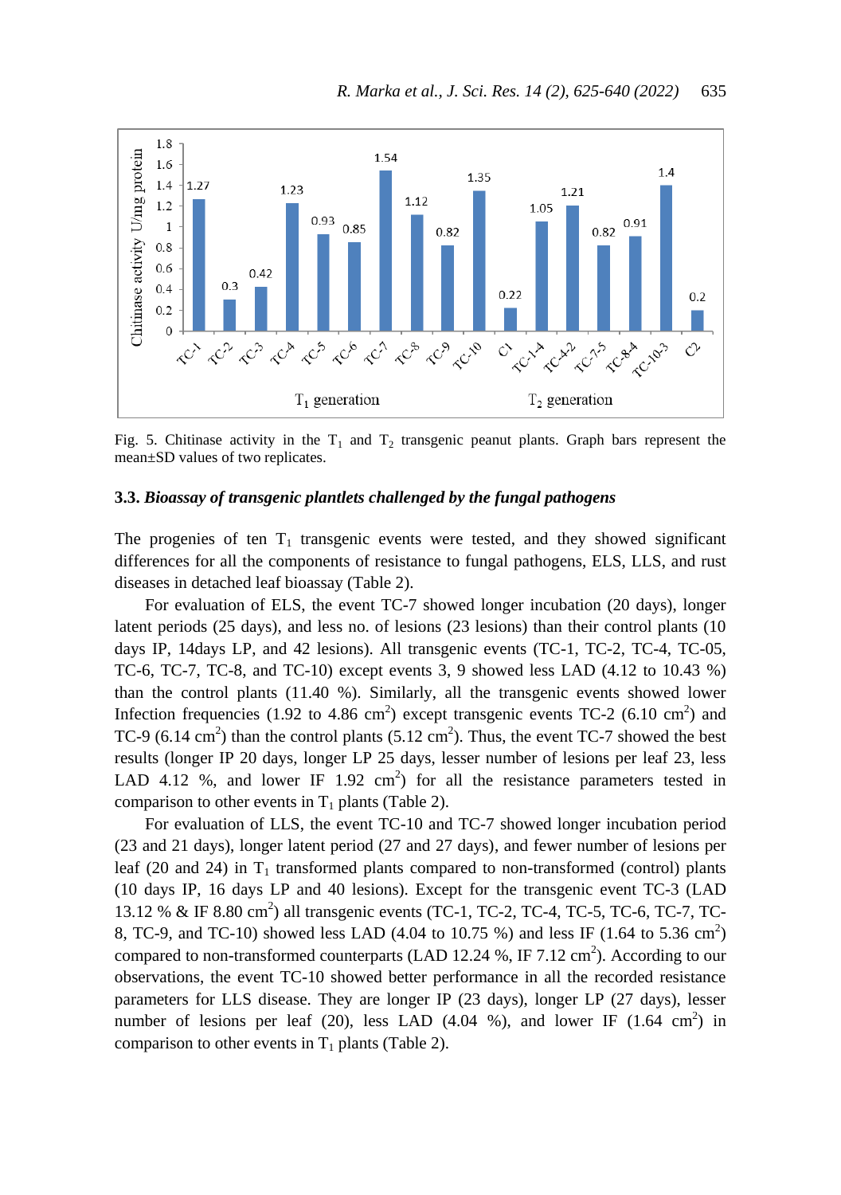Fig. 5. Chitinase activity in the $T_1$ and $T_2$ transgenic peanut plants. Graph bars represent the mean±SD values of two replicates.

### 3.3. *Bioassay of transgenic plantlets challenged by the fungal pathogens*

The progenies of ten $T_1$ transgenic events were tested, and they showed significant differences for all the components of resistance to fungal pathogens, ELS, LLS, and rust diseases in detached leaf bioassay (Table 2).

For evaluation of ELS, the event TC-7 showed longer incubation (20 days), longer latent periods (25 days), and less no. of lesions (23 lesions) than their control plants (10 days IP, 14days LP, and 42 lesions). All transgenic events (TC-1, TC-2, TC-4, TC-05, TC-6, TC-7, TC-8, and TC-10) except events 3, 9 showed less LAD (4.12 to 10.43 %) than the control plants (11.40 %). Similarly, all the transgenic events showed lower Infection frequencies (1.92 to 4.86 $cm^2$) except transgenic events TC-2 (6.10 $cm^2$) and TC-9 (6.14 $cm^2$) than the control plants (5.12 $cm^2$). Thus, the event TC-7 showed the best results (longer IP 20 days, longer LP 25 days, lesser number of lesions per leaf 23, less LAD 4.12 %, and lower IF 1.92 $cm^2$) for all the resistance parameters tested in comparison to other events in $T_1$ plants (Table 2).

For evaluation of LLS, the event TC-10 and TC-7 showed longer incubation period (23 and 21 days), longer latent period (27 and 27 days), and fewer number of lesions per leaf (20 and 24) in $T_1$ transformed plants compared to non-transformed (control) plants (10 days IP, 16 days LP and 40 lesions). Except for the transgenic event TC-3 (LAD 13.12 % & IF 8.80 $cm^2$) all transgenic events (TC-1, TC-2, TC-4, TC-5, TC-6, TC-7, TC-8, TC-9, and TC-10) showed less LAD (4.04 to 10.75 %) and less IF (1.64 to 5.36 $cm^2$) compared to non-transformed counterparts (LAD 12.24 %, IF 7.12 $cm^2$). According to our observations, the event TC-10 showed better performance in all the recorded resistance parameters for LLS disease. They are longer IP (23 days), longer LP (27 days), lesser number of lesions per leaf (20), less LAD (4.04 %), and lower IF (1.64 $cm^2$) in comparison to other events in $T_1$ plants (Table 2).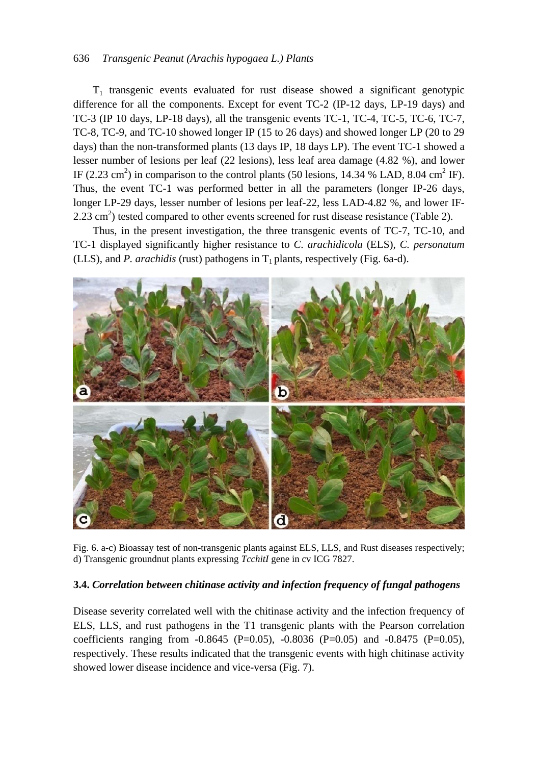$T_1$ transgenic events evaluated for rust disease showed a significant genotypic difference for all the components. Except for event TC-2 (IP-12 days, LP-19 days) and TC-3 (IP 10 days, LP-18 days), all the transgenic events TC-1, TC-4, TC-5, TC-6, TC-7, TC-8, TC-9, and TC-10 showed longer IP (15 to 26 days) and showed longer LP (20 to 29 days) than the non-transformed plants (13 days IP, 18 days LP). The event TC-1 showed a lesser number of lesions per leaf (22 lesions), less leaf area damage (4.82 %), and lower IF (2.23 $cm^2$) in comparison to the control plants (50 lesions, 14.34 % LAD, 8.04 $cm^2$ IF). Thus, the event TC-1 was performed better in all the parameters (longer IP-26 days, longer LP-29 days, lesser number of lesions per leaf-22, less LAD-4.82 %, and lower IF-2.23 $cm^2$) tested compared to other events screened for rust disease resistance (Table 2).

Thus, in the present investigation, the three transgenic events of TC-7, TC-10, and TC-1 displayed significantly higher resistance to *C. arachidicola* (ELS), *C. personatum* (LLS), and *P. arachidis* (rust) pathogens in $T_1$ plants, respectively (Fig. 6a-d).

Fig. 6. a-c) Bioassay test of non-transgenic plants against ELS, LLS, and Rust diseases respectively; d) Transgenic groundnut plants expressing *TcchitI* gene in cv ICG 7827.

### 3.4. *Correlation between chitinase activity and infection frequency of fungal pathogens*

Disease severity correlated well with the chitinase activity and the infection frequency of ELS, LLS, and rust pathogens in the T1 transgenic plants with the Pearson correlation coefficients ranging from -0.8645 (P=0.05), -0.8036 (P=0.05) and -0.8475 (P=0.05), respectively. These results indicated that the transgenic events with high chitinase activity showed lower disease incidence and vice-versa (Fig. 7).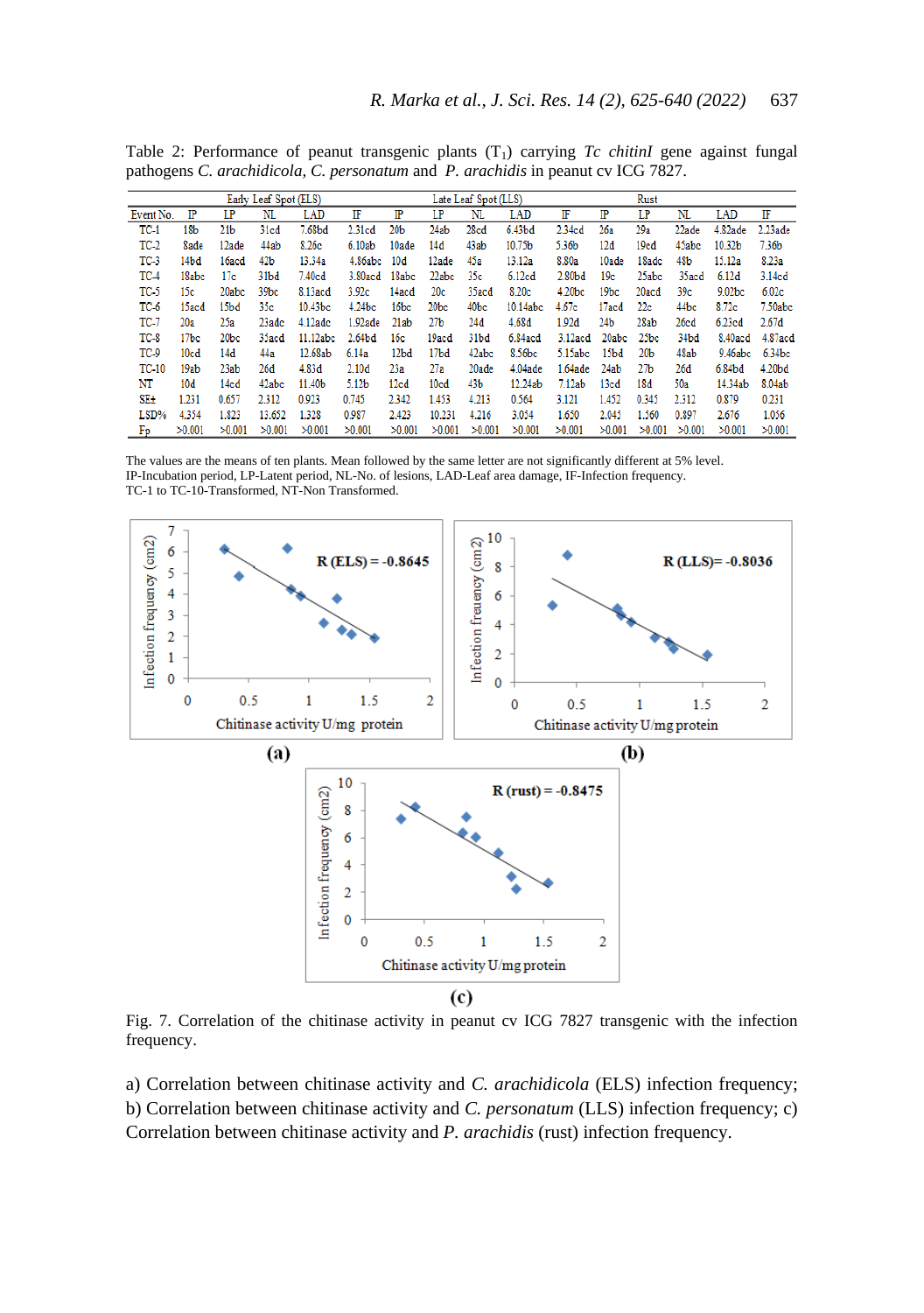Table 2: Performance of peanut transgenic plants ($T_1$) carrying *Tc chitinI* gene against fungal pathogens *C. arachidicola*, *C. personatum* and *P. arachidis* in peanut cv ICG 7827.

| | Early Leaf Spot (ELS) | | | | | Late Leaf Spot (LLS) | | | | | Rust | | | | |
|---|---|---|---|---|---|---|---|---|---|---|---|---|---|---|---|
| Event No. | IP | LP | NL | LAD | IF | IP | LP | NL | LAD | IF | IP | LP | NL | LAD | IF |
| TC-1 | 18b | 21b | 31cd | 7.68bd | 2.31cd | 20b | 24ab | 28cd | 6.43bd | 2.34cd | 26a | 29a | 22ade | 4.82ade | 2.23ade |
| TC-2 | 8ade | 12ade | 44ab | 8.26c | 6.10ab | 10ade | 14d | 43ab | 10.75b | 5.36b | 12d | 19cd | 45abc | 10.32b | 7.36b |
| TC-3 | 14bd | 16acd | 42b | 13.34a | 4.86abc | 10d | 12ade | 45a | 13.12a | 8.80a | 10ade | 18adc | 48b | 15.12a | 8.23a |
| TC-4 | 18abc | 17c | 31bd | 7.40cd | 3.80acd | 18abc | 22abc | 35c | 6.12cd | 2.80bd | 19c | 25abc | 35acd | 6.12d | 3.14cd |
| TC-5 | 15c | 20abc | 39bc | 8.13acd | 3.92c | 14acd | 20c | 35acd | 8.20c | 4.20bc | 19bc | 20acd | 39c | 9.02bc | 6.02c |
| TC-6 | 15acd | 15bd | 35c | 10.43bc | 4.24bc | 16bc | 20bc | 40bc | 10.14abc | 4.67c | 17acd | 22c | 44bc | 8.72c | 7.50abc |
| TC-7 | 20a | 25a | 23adc | 4.12adc | 1.92ade | 21ab | 27b | 24d | 4.68d | 1.92d | 24b | 28ab | 26cd | 6.23cd | 2.67d |
| TC-8 | 17bc | 20bc | 35acd | 11.12abc | 2.64bd | 16c | 19acd | 31bd | 6.84acd | 3.12acd | 20abc | 25bc | 34bd | 8.40acd | 4.87acd |
| TC-9 | 10cd | 14d | 44a | 12.68ab | 6.14a | 12bd | 17bd | 42abc | 8.56bc | 5.15abc | 15bd | 20b | 48ab | 9.46abc | 6.34bc |
| TC-10 | 19ab | 23ab | 26d | 4.83d | 2.10d | 23a | 27a | 20ade | 4.04ade | 1.64ade | 24ab | 27b | 26d | 6.84bd | 4.20bd |
| NT | 10d | 14cd | 42abc | 11.40b | 5.12b | 12cd | 10cd | 43b | 12.24ab | 7.12ab | 13cd | 18d | 50a | 14.34ab | 8.04ab |
| SE± | 1.231 | 0.657 | 2.312 | 0.923 | 0.745 | 2.342 | 1.453 | 4.213 | 0.564 | 3.121 | 1.452 | 0.345 | 2.312 | 0.879 | 0.231 |
| LSD% | 4.354 | 1.823 | 13.652 | 1.328 | 0.987 | 2.423 | 10.231 | 4.216 | 3.054 | 1.650 | 2.045 | 1.560 | 0.897 | 2.676 | 1.056 |
| Fp | >0.001 | >0.001 | >0.001 | >0.001 | >0.001 | >0.001 | >0.001 | >0.001 | >0.001 | >0.001 | >0.001 | >0.001 | >0.001 | >0.001 | >0.001 |

The values are the means of ten plants. Mean followed by the same letter are not significantly different at 5% level.
IP-Incubation period, LP-Latent period, NL-No. of lesions, LAD-Leaf area damage, IF-Infection frequency.
TC-1 to TC-10-Transformed, NT-Non Transformed.

Fig. 7. Correlation of the chitinase activity in peanut cv ICG 7827 transgenic with the infection frequency.

a) Correlation between chitinase activity and *C. arachidicola* (ELS) infection frequency; b) Correlation between chitinase activity and *C. personatum* (LLS) infection frequency; c) Correlation between chitinase activity and *P. arachidis* (rust) infection frequency.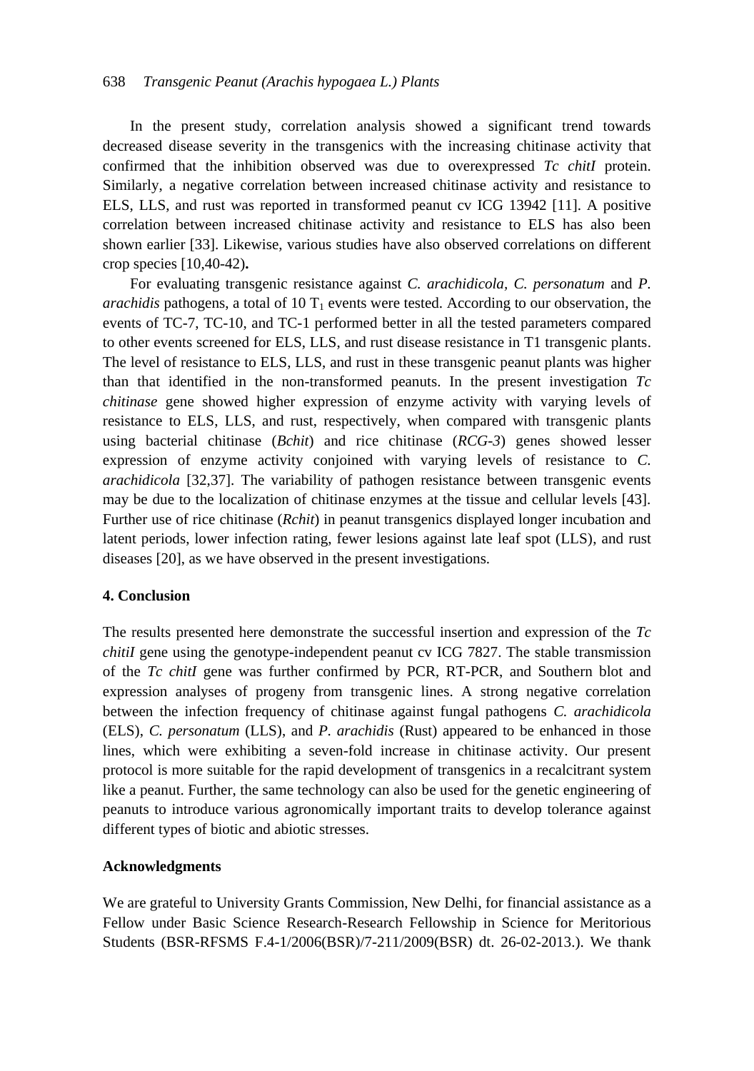In the present study, correlation analysis showed a significant trend towards decreased disease severity in the transgenics with the increasing chitinase activity that confirmed that the inhibition observed was due to overexpressed *Tc chitI* protein. Similarly, a negative correlation between increased chitinase activity and resistance to ELS, LLS, and rust was reported in transformed peanut cv ICG 13942 [11]. A positive correlation between increased chitinase activity and resistance to ELS has also been shown earlier [33]. Likewise, various studies have also observed correlations on different crop species [10,40-42]**.**

For evaluating transgenic resistance against *C. arachidicola, C. personatum* and *P. arachidis* pathogens, a total of 10 $T_1$ events were tested. According to our observation, the events of TC-7, TC-10, and TC-1 performed better in all the tested parameters compared to other events screened for ELS, LLS, and rust disease resistance in T1 transgenic plants. The level of resistance to ELS, LLS, and rust in these transgenic peanut plants was higher than that identified in the non-transformed peanuts. In the present investigation *Tc chitinase* gene showed higher expression of enzyme activity with varying levels of resistance to ELS, LLS, and rust, respectively, when compared with transgenic plants using bacterial chitinase (*Bchit*) and rice chitinase (*RCG-3*) genes showed lesser expression of enzyme activity conjoined with varying levels of resistance to *C. arachidicola* [32,37]. The variability of pathogen resistance between transgenic events may be due to the localization of chitinase enzymes at the tissue and cellular levels [43]. Further use of rice chitinase (*Rchit*) in peanut transgenics displayed longer incubation and latent periods, lower infection rating, fewer lesions against late leaf spot (LLS), and rust diseases [20], as we have observed in the present investigations.

## 4. Conclusion

The results presented here demonstrate the successful insertion and expression of the *Tc chitI* gene using the genotype-independent peanut cv ICG 7827. The stable transmission of the *Tc chitI* gene was further confirmed by PCR, RT-PCR, and Southern blot and expression analyses of progeny from transgenic lines. A strong negative correlation between the infection frequency of chitinase against fungal pathogens *C. arachidicola* (ELS), *C. personatum* (LLS), and *P. arachidis* (Rust) appeared to be enhanced in those lines, which were exhibiting a seven-fold increase in chitinase activity. Our present protocol is more suitable for the rapid development of transgenics in a recalcitrant system like a peanut. Further, the same technology can also be used for the genetic engineering of peanuts to introduce various agronomically important traits to develop tolerance against different types of biotic and abiotic stresses.

## Acknowledgments

We are grateful to University Grants Commission, New Delhi, for financial assistance as a Fellow under Basic Science Research-Research Fellowship in Science for Meritorious Students (BSR-RFSMS F.4-1/2006(BSR)/7-211/2009(BSR) dt. 26-02-2013.). We thank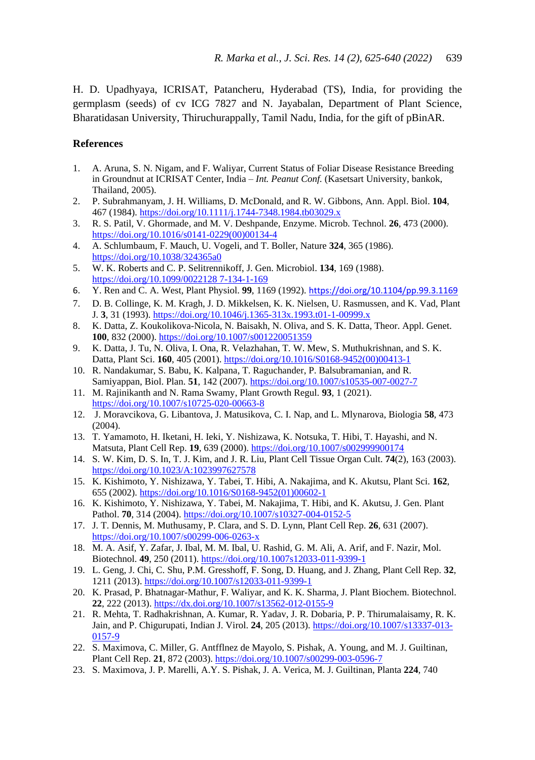H. D. Upadhyaya, ICRISAT, Patancheru, Hyderabad (TS), India, for providing the germplasm (seeds) of cv ICG 7827 and N. Jayabalan, Department of Plant Science, Bharatidasan University, Thiruchurappally, Tamil Nadu, India, for the gift of pBinAR.

## References

1. A. Aruna, S. N. Nigam, and F. Waliyar, Current Status of Foliar Disease Resistance Breeding in Groundnut at ICRISAT Center, India – *Int. Peanut Conf.* (Kasetsart University, bankok, Thailand, 2005).
2. P. Subrahmanyam, J. H. Williams, D. McDonald, and R. W. Gibbons, Ann. Appl. Biol. **104**, 467 (1984). https://doi.org/10.1111/j.1744-7348.1984.tb03029.x
3. R. S. Patil, V. Ghormade, and M. V. Deshpande, Enzyme. Microb. Technol. **26**, 473 (2000). https://doi.org/10.1016/s0141-0229(00)00134-4
4. A. Schlumbaum, F. Mauch, U. Vogeli, and T. Boller, Nature **324**, 365 (1986). https://doi.org/10.1038/324365a0
5. W. K. Roberts and C. P. Selitrennikoff, J. Gen. Microbiol. **134**, 169 (1988). https://doi.org/10.1099/0022128 7-134-1-169
6. Y. Ren and C. A. West, Plant Physiol. **99**, 1169 (1992). https://doi.org/10.1104/pp.99.3.1169
7. D. B. Collinge, K. M. Kragh, J. D. Mikkelsen, K. K. Nielsen, U. Rasmussen, and K. Vad, Plant J. **3**, 31 (1993). https://doi.org/10.1046/j.1365-313x.1993.t01-1-00999.x
8. K. Datta, Z. Koukolikova-Nicola, N. Baisakh, N. Oliva, and S. K. Datta, Theor. Appl. Genet. **100**, 832 (2000). https://doi.org/10.1007/s001220051359
9. K. Datta, J. Tu, N. Oliva, I. Ona, R. Velazhahan, T. W. Mew, S. Muthukrishnan, and S. K. Datta, Plant Sci. **160**, 405 (2001). https://doi.org/10.1016/S0168-9452(00)00413-1
10. R. Nandakumar, S. Babu, K. Kalpana, T. Raguchander, P. Balsubramanian, and R. Samiyappan, Biol. Plan. **51**, 142 (2007). https://doi.org/10.1007/s10535-007-0027-7
11. M. Rajinikanth and N. Rama Swamy, Plant Growth Regul. **93**, 1 (2021). https://doi.org/10.1007/s10725-020-00663-8
12. J. Moravcikova, G. Libantova, J. Matusikova, C. I. Nap, and L. Mlynarova, Biologia **58**, 473 (2004).
13. T. Yamamoto, H. Iketani, H. Ieki, Y. Nishizawa, K. Notsuka, T. Hibi, T. Hayashi, and N. Matsuta, Plant Cell Rep. **19**, 639 (2000). https://doi.org/10.1007/s002999900174
14. S. W. Kim, D. S. In, T. J. Kim, and J. R. Liu, Plant Cell Tissue Organ Cult. **74**(2), 163 (2003). https://doi.org/10.1023/A:1023997627578
15. K. Kishimoto, Y. Nishizawa, Y. Tabei, T. Hibi, A. Nakajima, and K. Akutsu, Plant Sci. **162**, 655 (2002). https://doi.org/10.1016/S0168-9452(01)00602-1
16. K. Kishimoto, Y. Nishizawa, Y. Tabei, M. Nakajima, T. Hibi, and K. Akutsu, J. Gen. Plant Pathol. **70**, 314 (2004). https://doi.org/10.1007/s10327-004-0152-5
17. J. T. Dennis, M. Muthusamy, P. Clara, and S. D. Lynn, Plant Cell Rep. **26**, 631 (2007). https://doi.org/10.1007/s00299-006-0263-x
18. M. A. Asif, Y. Zafar, J. Ibal, M. M. Ibal, U. Rashid, G. M. Ali, A. Arif, and F. Nazir, Mol. Biotechnol. **49**, 250 (2011). https://doi.org/10.1007s12033-011-9399-1
19. L. Geng, J. Chi, C. Shu, P.M. Gresshoff, F. Song, D. Huang, and J. Zhang, Plant Cell Rep. **32**, 1211 (2013). https://doi.org/10.1007/s12033-011-9399-1
20. K. Prasad, P. Bhatnagar-Mathur, F. Waliyar, and K. K. Sharma, J. Plant Biochem. Biotechnol. **22**, 222 (2013). https://dx.doi.org/10.1007/s13562-012-0155-9
21. R. Mehta, T. Radhakrishnan, A. Kumar, R. Yadav, J. R. Dobaria, P. P. Thirumalaisamy, R. K. Jain, and P. Chigurupati, Indian J. Virol. **24**, 205 (2013). https://doi.org/10.1007/s13337-013-0157-9
22. S. Maximova, C. Miller, G. Antfflnez de Mayolo, S. Pishak, A. Young, and M. J. Guiltinan, Plant Cell Rep. **21**, 872 (2003). https://doi.org/10.1007/s00299-003-0596-7
23. S. Maximova, J. P. Marelli, A.Y. S. Pishak, J. A. Verica, M. J. Guiltinan, Planta **224**, 740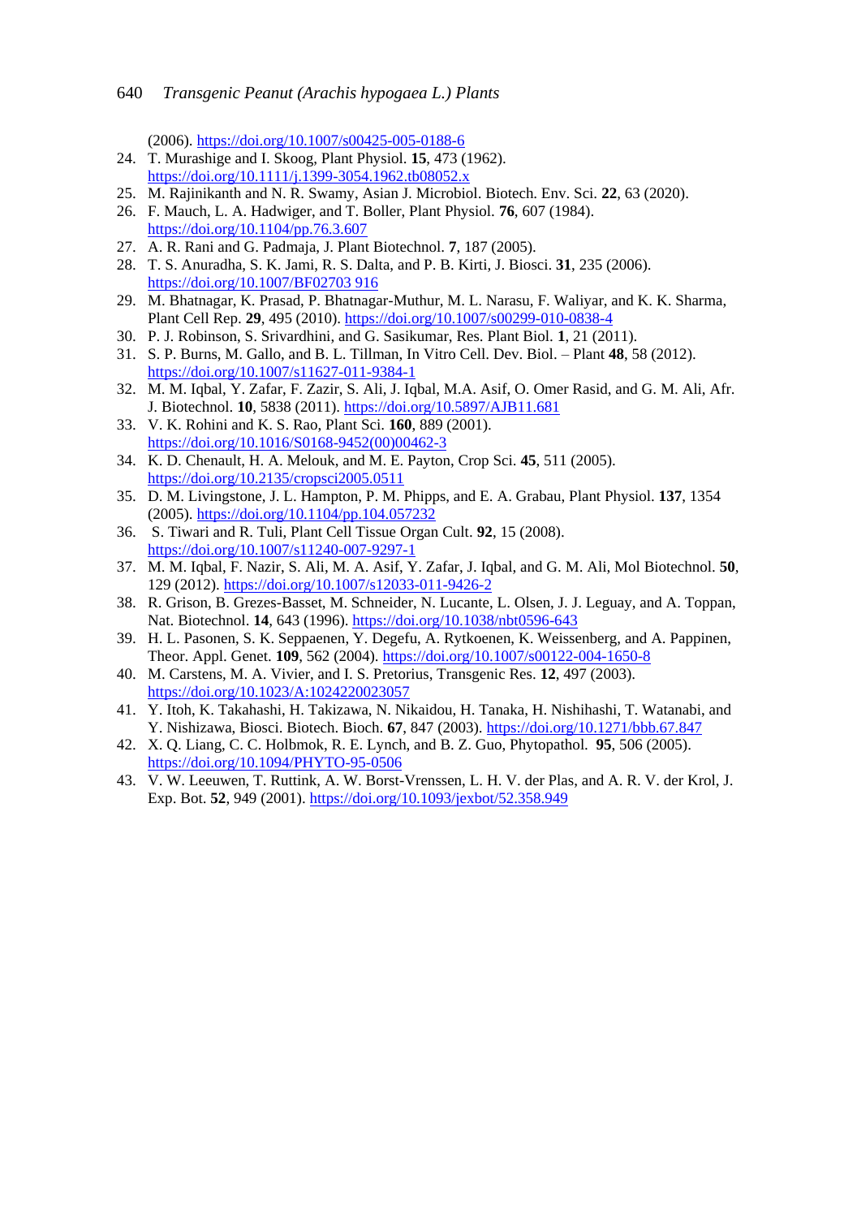(2006). https://doi.org/10.1007/s00425-005-0188-6

24. T. Murashige and I. Skoog, Plant Physiol. **15**, 473 (1962). https://doi.org/10.1111/j.1399-3054.1962.tb08052.x
25. M. Rajinikanth and N. R. Swamy, Asian J. Microbiol. Biotech. Env. Sci. **22**, 63 (2020).
26. F. Mauch, L. A. Hadwiger, and T. Boller, Plant Physiol. **76**, 607 (1984). https://doi.org/10.1104/pp.76.3.607
27. A. R. Rani and G. Padmaja, J. Plant Biotechnol. **7**, 187 (2005).
28. T. S. Anuradha, S. K. Jami, R. S. Dalta, and P. B. Kirti, J. Biosci. **31**, 235 (2006). https://doi.org/10.1007/BF02703 916
29. M. Bhatnagar, K. Prasad, P. Bhatnagar-Muthur, M. L. Narasu, F. Waliyar, and K. K. Sharma, Plant Cell Rep. **29**, 495 (2010). https://doi.org/10.1007/s00299-010-0838-4
30. P. J. Robinson, S. Srivardhini, and G. Sasikumar, Res. Plant Biol. **1**, 21 (2011).
31. S. P. Burns, M. Gallo, and B. L. Tillman, In Vitro Cell. Dev. Biol. – Plant **48**, 58 (2012). https://doi.org/10.1007/s11627-011-9384-1
32. M. M. Iqbal, Y. Zafar, F. Zazir, S. Ali, J. Iqbal, M.A. Asif, O. Omer Rasid, and G. M. Ali, Afr. J. Biotechnol. **10**, 5838 (2011). https://doi.org/10.5897/AJB11.681
33. V. K. Rohini and K. S. Rao, Plant Sci. **160**, 889 (2001). https://doi.org/10.1016/S0168-9452(00)00462-3
34. K. D. Chenault, H. A. Melouk, and M. E. Payton, Crop Sci. **45**, 511 (2005). https://doi.org/10.2135/cropsci2005.0511
35. D. M. Livingstone, J. L. Hampton, P. M. Phipps, and E. A. Grabau, Plant Physiol. **137**, 1354 (2005). https://doi.org/10.1104/pp.104.057232
36. S. Tiwari and R. Tuli, Plant Cell Tissue Organ Cult. **92**, 15 (2008). https://doi.org/10.1007/s11240-007-9297-1
37. M. M. Iqbal, F. Nazir, S. Ali, M. A. Asif, Y. Zafar, J. Iqbal, and G. M. Ali, Mol Biotechnol. **50**, 129 (2012). https://doi.org/10.1007/s12033-011-9426-2
38. R. Grison, B. Grezes-Basset, M. Schneider, N. Lucante, L. Olsen, J. J. Leguay, and A. Toppan, Nat. Biotechnol. **14**, 643 (1996). https://doi.org/10.1038/nbt0596-643
39. H. L. Pasonen, S. K. Seppaenen, Y. Degefu, A. Rytkoenen, K. Weissenberg, and A. Pappinen, Theor. Appl. Genet. **109**, 562 (2004). https://doi.org/10.1007/s00122-004-1650-8
40. M. Carstens, M. A. Vivier, and I. S. Pretorius, Transgenic Res. **12**, 497 (2003). https://doi.org/10.1023/A:1024220023057
41. Y. Itoh, K. Takahashi, H. Takizawa, N. Nikaidou, H. Tanaka, H. Nishihashi, T. Watanabi, and Y. Nishizawa, Biosci. Biotech. Bioch. **67**, 847 (2003). https://doi.org/10.1271/bbb.67.847
42. X. Q. Liang, C. C. Holbmok, R. E. Lynch, and B. Z. Guo, Phytopathol. **95**, 506 (2005). https://doi.org/10.1094/PHYTO-95-0506
43. V. W. Leeuwen, T. Ruttink, A. W. Borst-Vrenssen, L. H. V. der Plas, and A. R. V. der Krol, J. Exp. Bot. **52**, 949 (2001). https://doi.org/10.1093/jexbot/52.358.949